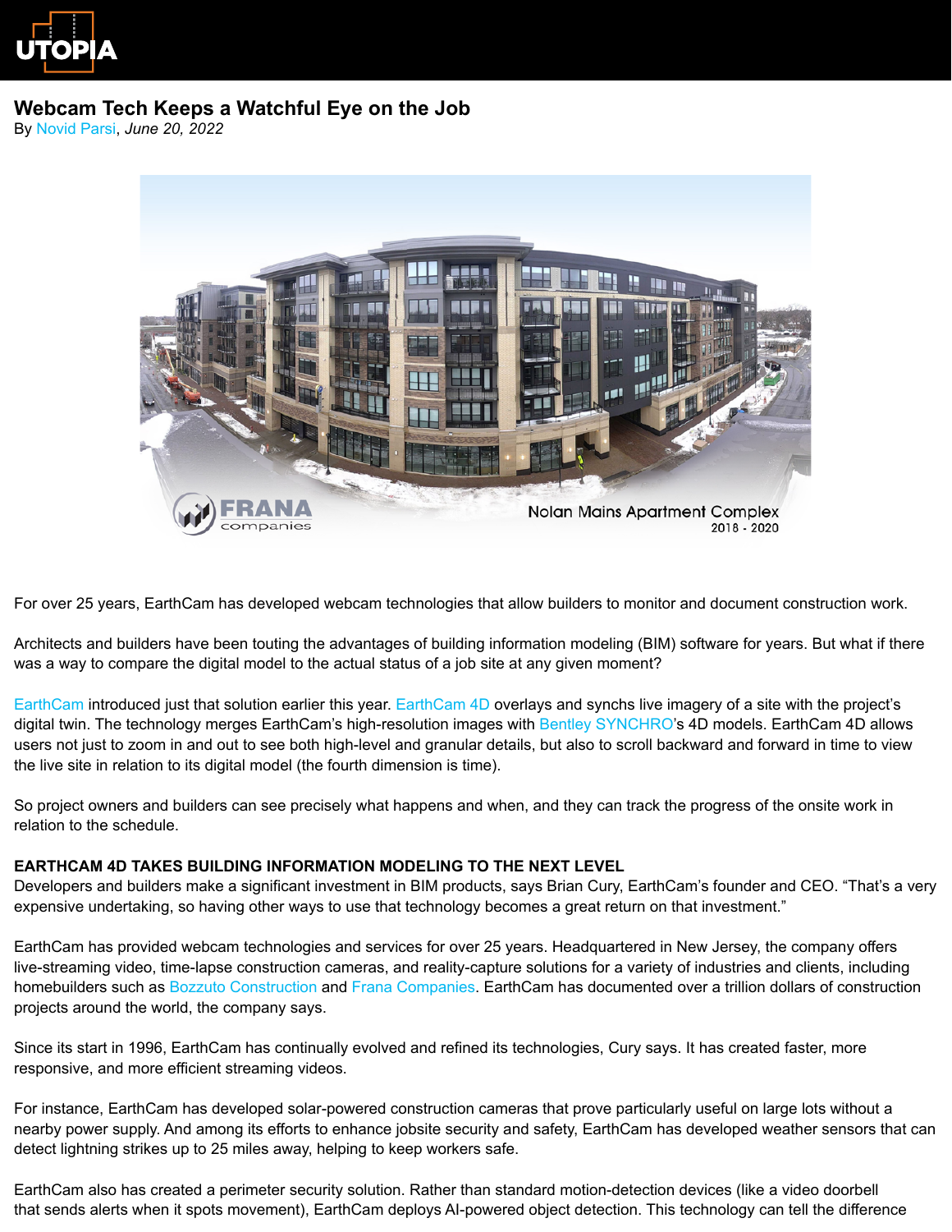# Webcam Tech Keeps a Watchful Eye on the Job

By Novid Parsi, *June 20, 2022*

For over 25 years, EarthCam has developed webcam technologies that allow builders to monitor and document construction work.

Architects and builders have been touting the advantages of building information modeling (BIM) software for years. But what if there was a way to compare the digital model to the actual status of a job site at any given moment?

EarthCam introduced just that solution earlier this year. EarthCam 4D overlays and synchs live imagery of a site with the project's digital twin. The technology merges EarthCam's high-resolution images with Bentley SYNCHRO's 4D models. EarthCam 4D allows users not just to zoom in and out to see both high-level and granular details, but also to scroll backward and forward in time to view the live site in relation to its digital model (the fourth dimension is time).

So project owners and builders can see precisely what happens and when, and they can track the progress of the onsite work in relation to the schedule.

**EARTHCAM 4D TAKES BUILDING INFORMATION MODELING TO THE NEXT LEVEL**

Developers and builders make a significant investment in BIM products, says Brian Cury, EarthCam's founder and CEO. "That's a very expensive undertaking, so having other ways to use that technology becomes a great return on that investment."

EarthCam has provided webcam technologies and services for over 25 years. Headquartered in New Jersey, the company offers live-streaming video, time-lapse construction cameras, and reality-capture solutions for a variety of industries and clients, including homebuilders such as Bozzuto Construction and Frana Companies. EarthCam has documented over a trillion dollars of construction projects around the world, the company says.

Since its start in 1996, EarthCam has continually evolved and refined its technologies, Cury says. It has created faster, more responsive, and more efficient streaming videos.

For instance, EarthCam has developed solar-powered construction cameras that prove particularly useful on large lots without a nearby power supply. And among its efforts to enhance jobsite security and safety, EarthCam has developed weather sensors that can detect lightning strikes up to 25 miles away, helping to keep workers safe.

EarthCam also has created a perimeter security solution. Rather than standard motion-detection devices (like a video doorbell that sends alerts when it spots movement), EarthCam deploys AI-powered object detection. This technology can tell the difference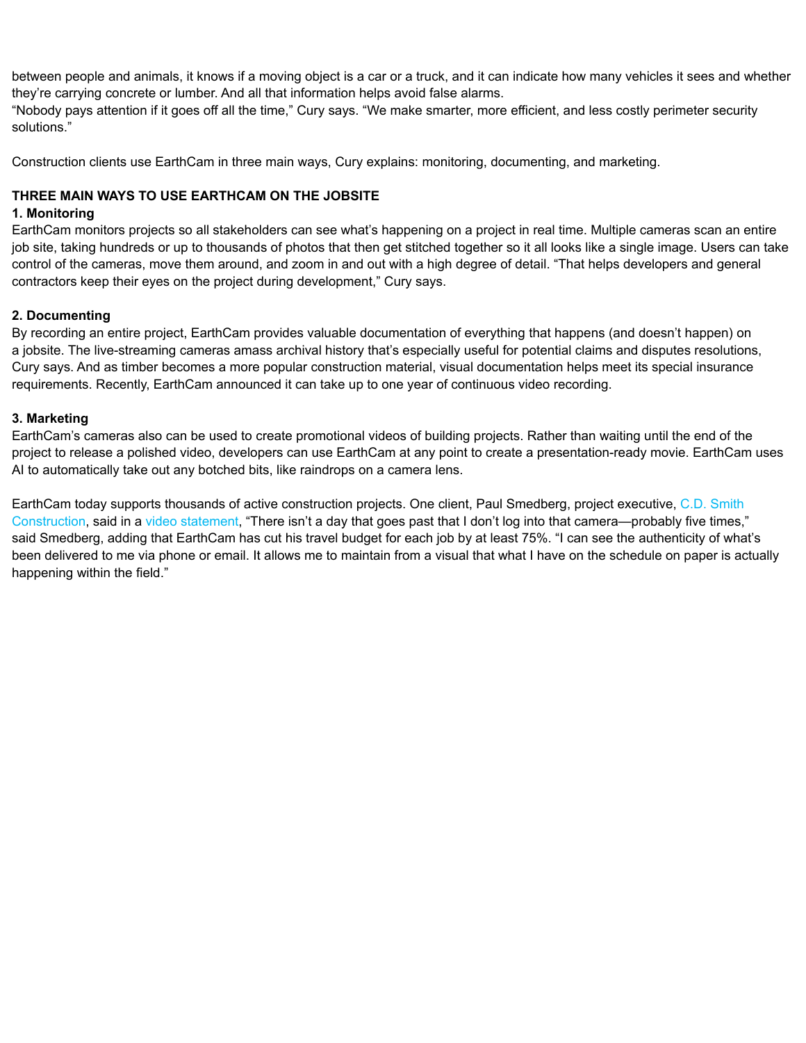between people and animals, it knows if a moving object is a car or a truck, and it can indicate how many vehicles it sees and whether they're carrying concrete or lumber. And all that information helps avoid false alarms.
"Nobody pays attention if it goes off all the time," Cury says. "We make smarter, more efficient, and less costly perimeter security solutions."

Construction clients use EarthCam in three main ways, Cury explains: monitoring, documenting, and marketing.

**THREE MAIN WAYS TO USE EARTHCAM ON THE JOBSITE**

**1. Monitoring**

EarthCam monitors projects so all stakeholders can see what's happening on a project in real time. Multiple cameras scan an entire job site, taking hundreds or up to thousands of photos that then get stitched together so it all looks like a single image. Users can take control of the cameras, move them around, and zoom in and out with a high degree of detail. "That helps developers and general contractors keep their eyes on the project during development," Cury says.

**2. Documenting**

By recording an entire project, EarthCam provides valuable documentation of everything that happens (and doesn't happen) on a jobsite. The live-streaming cameras amass archival history that's especially useful for potential claims and disputes resolutions, Cury says. And as timber becomes a more popular construction material, visual documentation helps meet its special insurance requirements. Recently, EarthCam announced it can take up to one year of continuous video recording.

**3. Marketing**

EarthCam's cameras also can be used to create promotional videos of building projects. Rather than waiting until the end of the project to release a polished video, developers can use EarthCam at any point to create a presentation-ready movie. EarthCam uses AI to automatically take out any botched bits, like raindrops on a camera lens.

EarthCam today supports thousands of active construction projects. One client, Paul Smedberg, project executive, C.D. Smith Construction, said in a video statement, "There isn't a day that goes past that I don't log into that camera—probably five times," said Smedberg, adding that EarthCam has cut his travel budget for each job by at least 75%. "I can see the authenticity of what's been delivered to me via phone or email. It allows me to maintain from a visual that what I have on the schedule on paper is actually happening within the field."